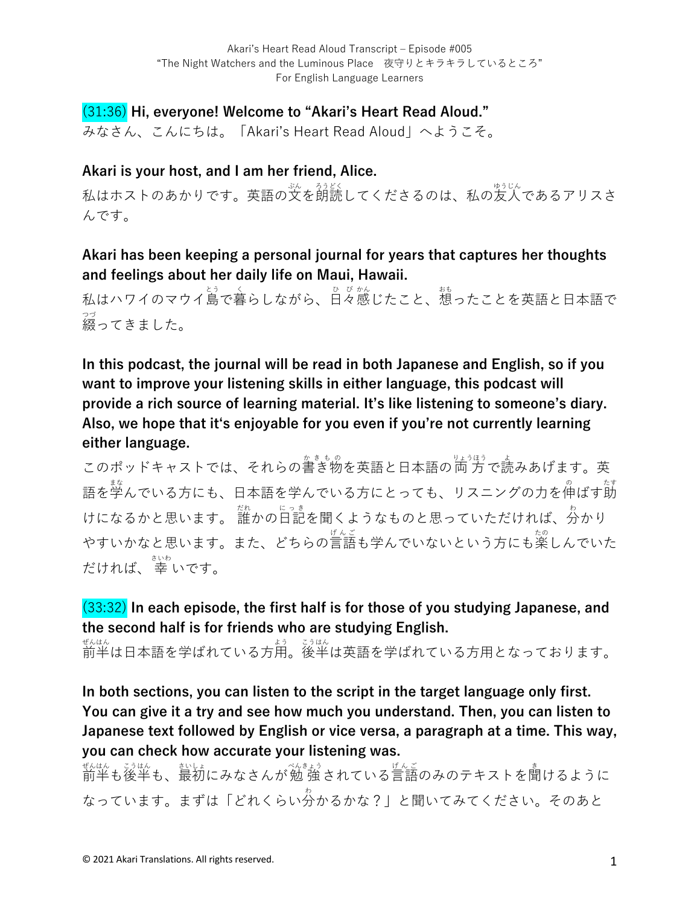(31:36) **Hi, everyone! Welcome to "Akari's Heart Read Aloud."**
みなさん、こんにちは。「Akari's Heart Read Aloud」へようこそ。

**Akari is your host, and I am her friend, Alice.**
私はホストのあかりです。英語の文を朗読してくださるのは、私の友人であるアリスさんです。

**Akari has been keeping a personal journal for years that captures her thoughts and feelings about her daily life on Maui, Hawaii.**
私はハワイのマウイ島で暮らしながら、日々感じたこと、想ったことを英語と日本語で綴ってきました。

**In this podcast, the journal will be read in both Japanese and English, so if you want to improve your listening skills in either language, this podcast will provide a rich source of learning material. It's like listening to someone's diary. Also, we hope that it's enjoyable for you even if you're not currently learning either language.**
このポッドキャストでは、それらの書き物を英語と日本語の両方で読みあげます。英語を学んでいる方にも、日本語を学んでいる方にとっても、リスニングの力を伸ばす助けになるかと思います。 誰かの日記を聞くようなものと思っていただければ、分かりやすいかなと思います。また、どちらの言語も学んでいないという方にも楽しんでいただければ、幸いです。

(33:32) **In each episode, the first half is for those of you studying Japanese, and the second half is for friends who are studying English.**
前半は日本語を学ばれている方用。後半は英語を学ばれている方用となっております。

**In both sections, you can listen to the script in the target language only first. You can give it a try and see how much you understand. Then, you can listen to Japanese text followed by English or vice versa, a paragraph at a time. This way, you can check how accurate your listening was.**
前半も後半も、最初にみなさんが勉強されている言語のみのテキストを聞けるようになっています。まずは「どれくらい分かるかな？」と聞いてみてください。そのあと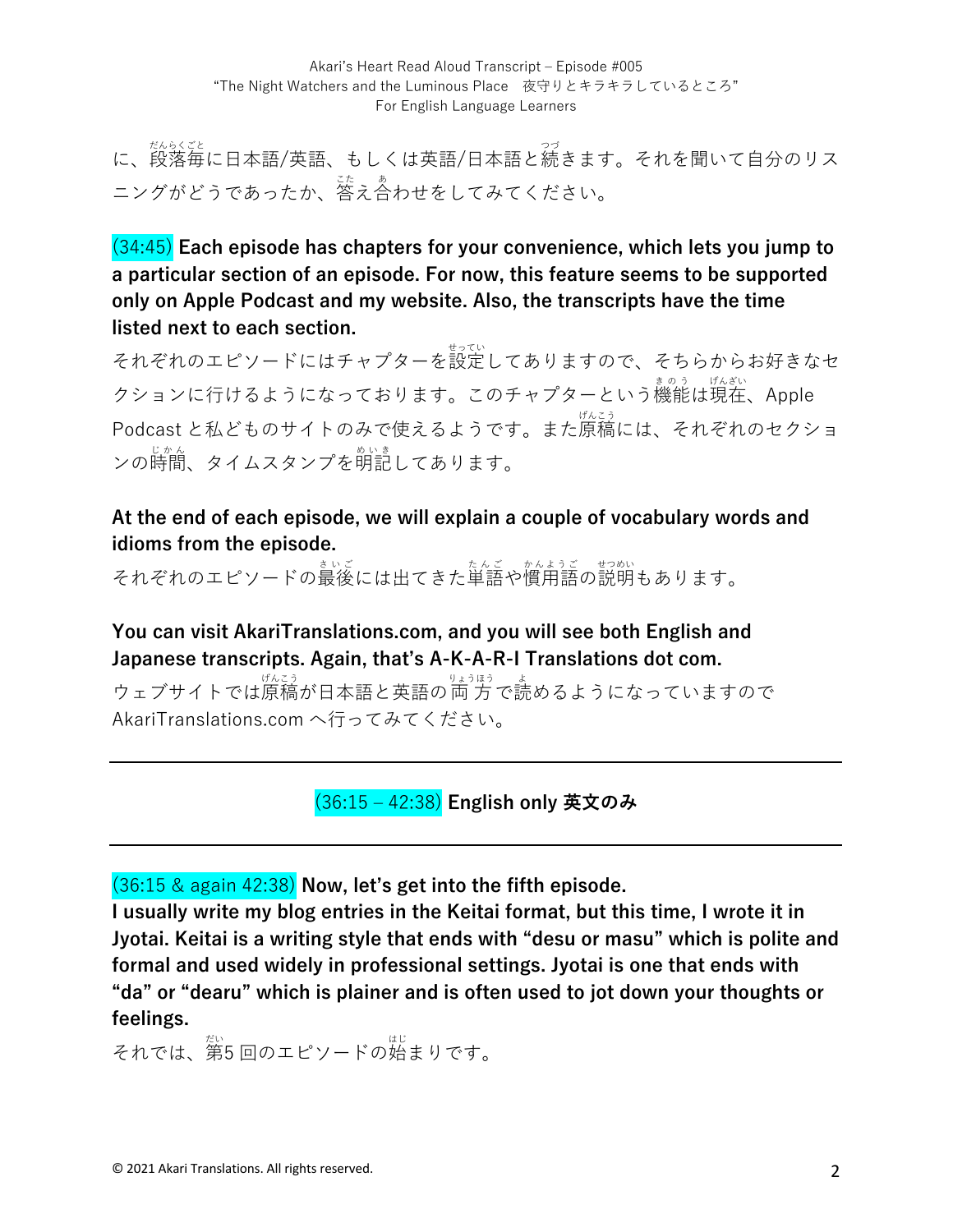に、段落毎に日本語/英語、もしくは英語/日本語と続きます。それを聞いて自分のリスニングがどうであったか、答え合わせをしてみてください。

**(34:45) Each episode has chapters for your convenience, which lets you jump to a particular section of an episode. For now, this feature seems to be supported only on Apple Podcast and my website. Also, the transcripts have the time listed next to each section.**

それぞれのエピソードにはチャプターを設定してありますので、そちらからお好きなセクションに行けるようになっております。このチャプターという機能は現在、Apple Podcast と私どものサイトのみで使えるようです。また原稿には、それぞれのセクションの時間、タイムスタンプを明記してあります。

**At the end of each episode, we will explain a couple of vocabulary words and idioms from the episode.**

それぞれのエピソードの最後には出てきた単語や慣用語の説明もあります。

**You can visit AkariTranslations.com, and you will see both English and Japanese transcripts. Again, that's A-K-A-R-I Translations dot com.**

ウェブサイトでは原稿が日本語と英語の両方で読めるようになっていますので AkariTranslations.com へ行ってみてください。

---

## (36:15 – 42:38) English only 英文のみ

---

**(36:15 & again 42:38) Now, let's get into the fifth episode.**
**I usually write my blog entries in the Keitai format, but this time, I wrote it in Jyotai. Keitai is a writing style that ends with "desu or masu" which is polite and formal and used widely in professional settings. Jyotai is one that ends with "da" or "dearu" which is plainer and is often used to jot down your thoughts or feelings.**

それでは、第5 回のエピソードの始まりです。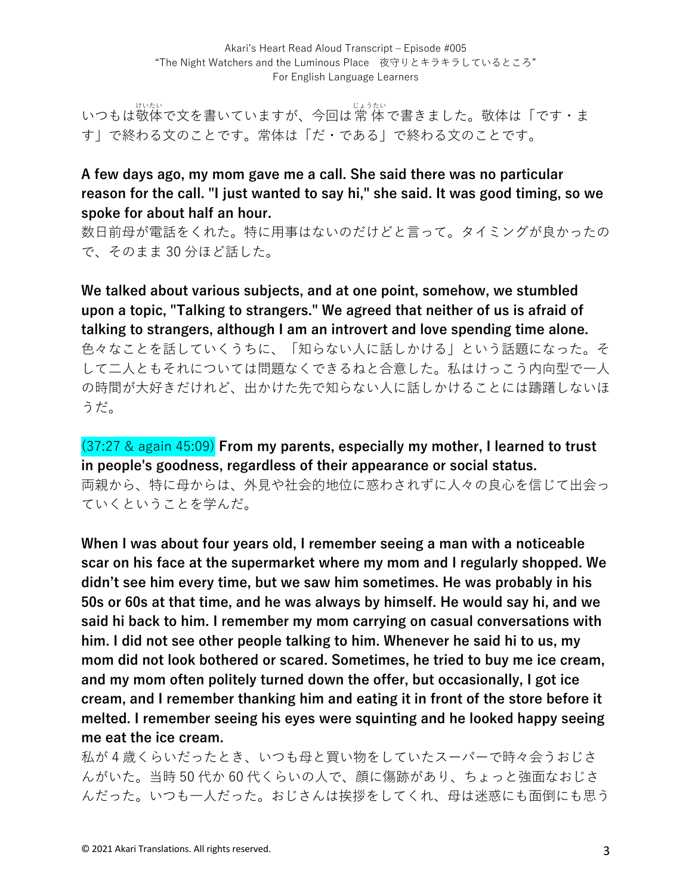いつもは敬体(けいたい)で文を書いていますが、今回は常体(じょうたい)で書きました。敬体は「です・ます」で終わる文のことです。常体は「だ・である」で終わる文のことです。

**A few days ago, my mom gave me a call. She said there was no particular reason for the call. "I just wanted to say hi," she said. It was good timing, so we spoke for about half an hour.**

数日前母が電話をくれた。特に用事はないのだけどと言って。タイミングが良かったので、そのまま 30 分ほど話した。

**We talked about various subjects, and at one point, somehow, we stumbled upon a topic, "Talking to strangers." We agreed that neither of us is afraid of talking to strangers, although I am an introvert and love spending time alone.**

色々なことを話していくうちに、「知らない人に話しかける」という話題になった。そして二人ともそれについては問題なくできるねと合意した。私はけっこう内向型で一人の時間が大好きだけれど、出かけた先で知らない人に話しかけることには躊躇しないほうだ。

(37:27 & again 45:09) **From my parents, especially my mother, I learned to trust in people's goodness, regardless of their appearance or social status.**

両親から、特に母からは、外見や社会的地位に惑わされずに人々の良心を信じて出会っていくということを学んだ。

**When I was about four years old, I remember seeing a man with a noticeable scar on his face at the supermarket where my mom and I regularly shopped. We didn't see him every time, but we saw him sometimes. He was probably in his 50s or 60s at that time, and he was always by himself. He would say hi, and we said hi back to him. I remember my mom carrying on casual conversations with him. I did not see other people talking to him. Whenever he said hi to us, my mom did not look bothered or scared. Sometimes, he tried to buy me ice cream, and my mom often politely turned down the offer, but occasionally, I got ice cream, and I remember thanking him and eating it in front of the store before it melted. I remember seeing his eyes were squinting and he looked happy seeing me eat the ice cream.**

私が 4 歳くらいだったとき、いつも母と買い物をしていたスーパーで時々会うおじさんがいた。当時 50 代か 60 代くらいの人で、顔に傷跡があり、ちょっと強面なおじさんだった。いつも一人だった。おじさんは挨拶をしてくれ、母は迷惑にも面倒にも思う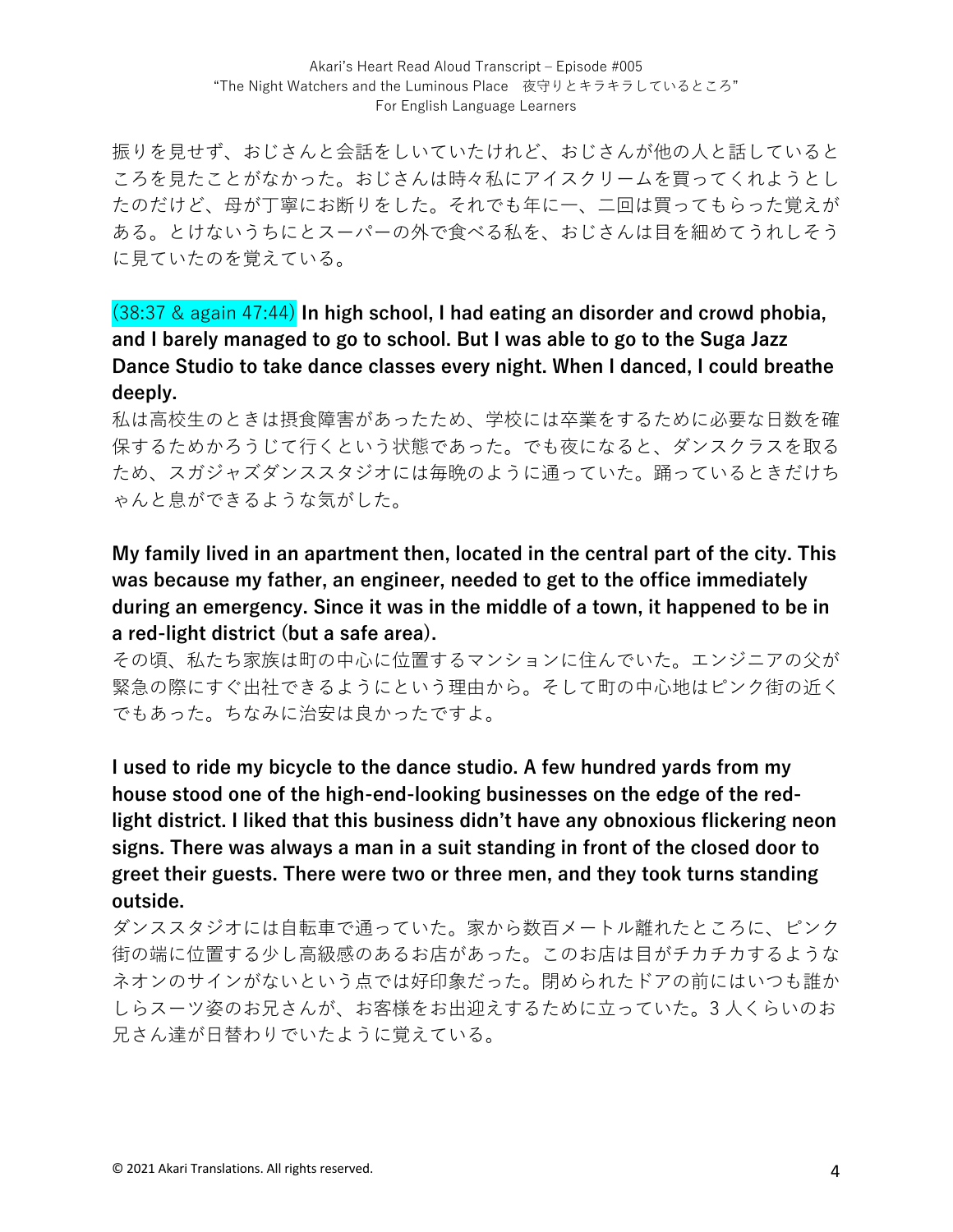振りを見せず、おじさんと会話をしいていたけれど、おじさんが他の人と話しているところを見たことがなかった。おじさんは時々私にアイスクリームを買ってくれようとしたのだけど、母が丁寧にお断りをした。それでも年に一、二回は買ってもらった覚えがある。とけないうちにとスーパーの外で食べる私を、おじさんは目を細めてうれしそうに見ていたのを覚えている。

(38:37 & again 47:44) **In high school, I had eating an disorder and crowd phobia, and I barely managed to go to school. But I was able to go to the Suga Jazz Dance Studio to take dance classes every night. When I danced, I could breathe deeply.**

私は高校生のときは摂食障害があったため、学校には卒業をするために必要な日数を確保するためかろうじて行くという状態であった。でも夜になると、ダンスクラスを取るため、スガジャズダンススタジオには毎晩のように通っていた。踊っているときだけちゃんと息ができるような気がした。

**My family lived in an apartment then, located in the central part of the city. This was because my father, an engineer, needed to get to the office immediately during an emergency. Since it was in the middle of a town, it happened to be in a red-light district (but a safe area).**

その頃、私たち家族は町の中心に位置するマンションに住んでいた。エンジニアの父が緊急の際にすぐ出社できるようにという理由から。そして町の中心地はピンク街の近くでもあった。ちなみに治安は良かったですよ。

**I used to ride my bicycle to the dance studio. A few hundred yards from my house stood one of the high-end-looking businesses on the edge of the red-light district. I liked that this business didn't have any obnoxious flickering neon signs. There was always a man in a suit standing in front of the closed door to greet their guests. There were two or three men, and they took turns standing outside.**

ダンススタジオには自転車で通っていた。家から数百メートル離れたところに、ピンク街の端に位置する少し高級感のあるお店があった。このお店は目がチカチカするようなネオンのサインがないという点では好印象だった。閉められたドアの前にはいつも誰かしらスーツ姿のお兄さんが、お客様をお出迎えするために立っていた。3 人くらいのお兄さん達が日替わりでいたように覚えている。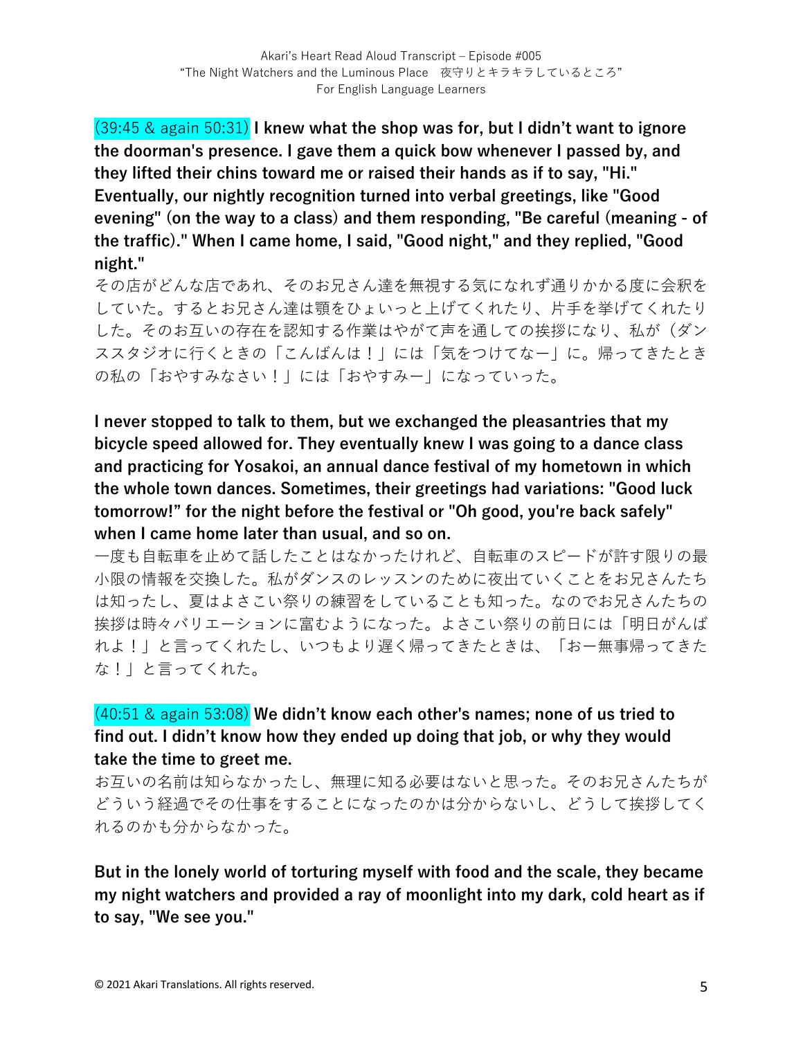(39:45 & again 50:31) **I knew what the shop was for, but I didn't want to ignore the doorman's presence. I gave them a quick bow whenever I passed by, and they lifted their chins toward me or raised their hands as if to say, "Hi." Eventually, our nightly recognition turned into verbal greetings, like "Good evening" (on the way to a class) and them responding, "Be careful (meaning - of the traffic)." When I came home, I said, "Good night," and they replied, "Good night."**

その店がどんな店であれ、そのお兄さん達を無視する気になれず通りかかる度に会釈をしていた。するとお兄さん達は顎をひょいっと上げてくれたり、片手を挙げてくれたりした。そのお互いの存在を認知する作業はやがて声を通しての挨拶になり、私が（ダンススタジオに行くときの「こんばんは！」には「気をつけてなー」に。帰ってきたときの私の「おやすみなさい！」には「おやすみー」になっていった。

**I never stopped to talk to them, but we exchanged the pleasantries that my bicycle speed allowed for. They eventually knew I was going to a dance class and practicing for Yosakoi, an annual dance festival of my hometown in which the whole town dances. Sometimes, their greetings had variations: "Good luck tomorrow!" for the night before the festival or "Oh good, you're back safely" when I came home later than usual, and so on.**

一度も自転車を止めて話したことはなかったけれど、自転車のスピードが許す限りの最小限の情報を交換した。私がダンスのレッスンのために夜出ていくことをお兄さんたちは知ったし、夏はよさこい祭りの練習をしていることも知った。なのでお兄さんたちの挨拶は時々バリエーションに富むようになった。よさこい祭りの前日には「明日がんばれよ！」と言ってくれたし、いつもより遅く帰ってきたときは、「おー無事帰ってきたな！」と言ってくれた。

(40:51 & again 53:08) **We didn't know each other's names; none of us tried to find out. I didn't know how they ended up doing that job, or why they would take the time to greet me.**

お互いの名前は知らなかったし、無理に知る必要はないと思った。そのお兄さんたちがどういう経過でその仕事をすることになったのかは分からないし、どうして挨拶してくれるのかも分からなかった。

**But in the lonely world of torturing myself with food and the scale, they became my night watchers and provided a ray of moonlight into my dark, cold heart as if to say, "We see you."**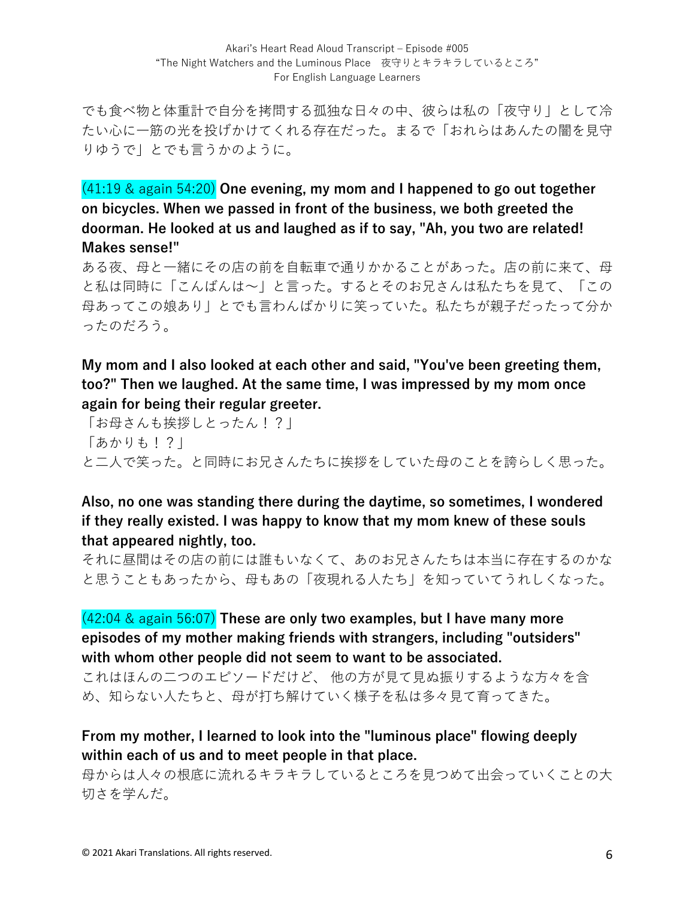でも食べ物と体重計で自分を拷問する孤独な日々の中、彼らは私の「夜守り」として冷たい心に一筋の光を投げかけてくれる存在だった。まるで「おれらはあんたの闇を見守りゆうで」とでも言うかのように。

(41:19 & again 54:20) **One evening, my mom and I happened to go out together on bicycles. When we passed in front of the business, we both greeted the doorman. He looked at us and laughed as if to say, "Ah, you two are related! Makes sense!"**

ある夜、母と一緒にその店の前を自転車で通りかかることがあった。店の前に来て、母と私は同時に「こんばんは〜」と言った。するとそのお兄さんは私たちを見て、「この母あってこの娘あり」とでも言わんばかりに笑っていた。私たちが親子だったって分かったのだろう。

**My mom and I also looked at each other and said, "You've been greeting them, too?" Then we laughed. At the same time, I was impressed by my mom once again for being their regular greeter.**

「お母さんも挨拶しとったん！？」

「あかりも！？」

と二人で笑った。と同時にお兄さんたちに挨拶をしていた母のことを誇らしく思った。

**Also, no one was standing there during the daytime, so sometimes, I wondered if they really existed. I was happy to know that my mom knew of these souls that appeared nightly, too.**

それに昼間はその店の前には誰もいなくて、あのお兄さんたちは本当に存在するのかなと思うこともあったから、母もあの「夜現れる人たち」を知っていてうれしくなった。

(42:04 & again 56:07) **These are only two examples, but I have many more episodes of my mother making friends with strangers, including "outsiders" with whom other people did not seem to want to be associated.**

これはほんの二つのエピソードだけど、 他の方が見て見ぬ振りするような方々を含め、知らない人たちと、母が打ち解けていく様子を私は多々見て育ってきた。

**From my mother, I learned to look into the "luminous place" flowing deeply within each of us and to meet people in that place.**

母からは人々の根底に流れるキラキラしているところを見つめて出会っていくことの大切さを学んだ。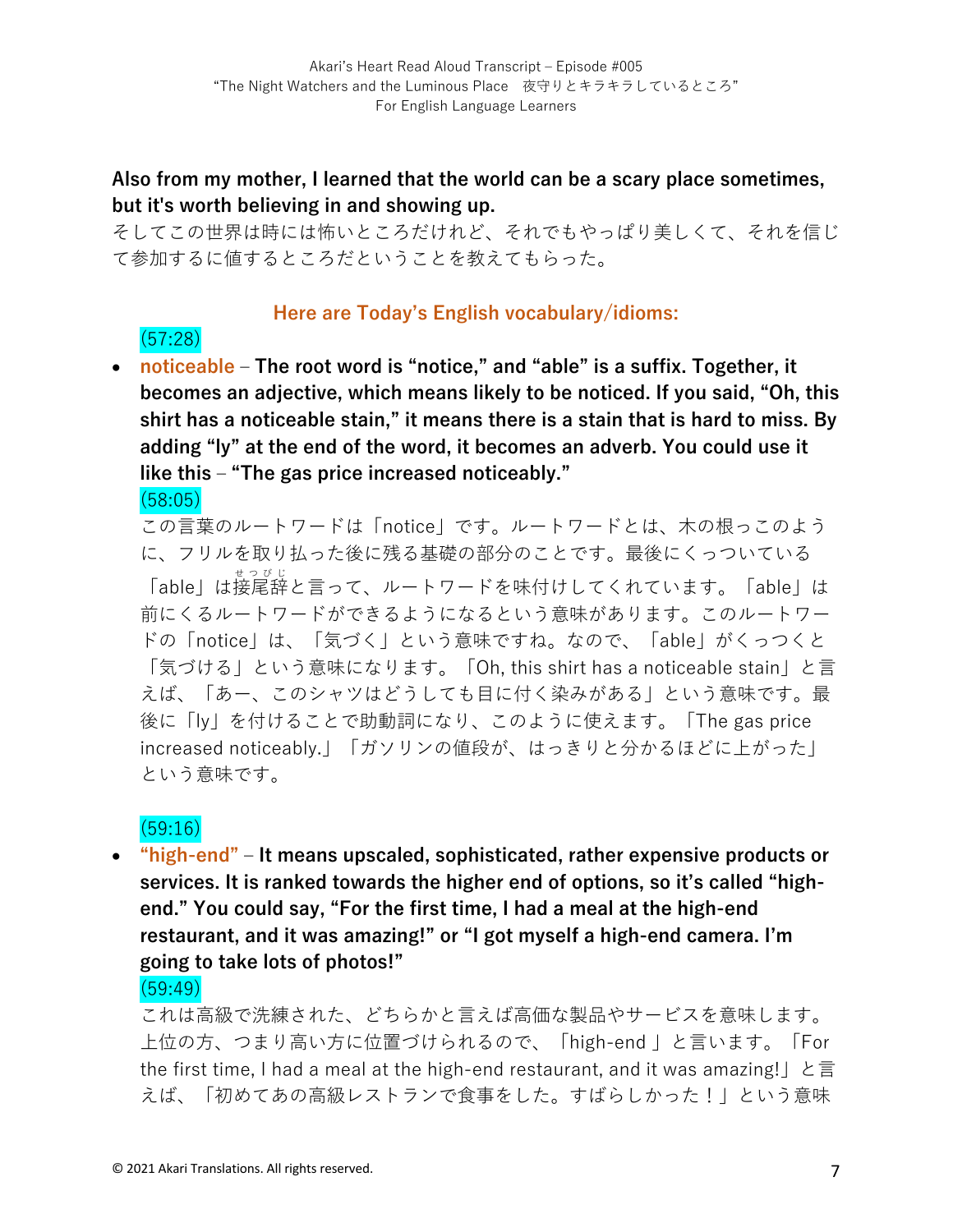**Also from my mother, I learned that the world can be a scary place sometimes, but it's worth believing in and showing up.**

そしてこの世界は時には怖いところだけれど、それでもやっぱり美しくて、それを信じて参加するに値するところだということを教えてもらった。

## Here are Today's English vocabulary/idioms:

(57:28)

- **noticeable – The root word is "notice," and "able" is a suffix. Together, it becomes an adjective, which means likely to be noticed. If you said, "Oh, this shirt has a noticeable stain," it means there is a stain that is hard to miss. By adding "ly" at the end of the word, it becomes an adverb. You could use it like this – "The gas price increased noticeably."**

  (58:05)

  この言葉のルートワードは「notice」です。ルートワードとは、木の根っこのように、フリルを取り払った後に残る基礎の部分のことです。最後にくっついている「able」は接尾辞と言って、ルートワードを味付けしてくれています。「able」は前にくるルートワードができるようになるという意味があります。このルートワードの「notice」は、「気づく」という意味ですね。なので、「able」がくっつくと「気づける」という意味になります。「Oh, this shirt has a noticeable stain」と言えば、「あー、このシャツはどうしても目に付く染みがある」という意味です。最後に「ly」を付けることで助動詞になり、このように使えます。「The gas price increased noticeably.」「ガソリンの値段が、はっきりと分かるほどに上がった」という意味です。

(59:16)

- **"high-end" – It means upscaled, sophisticated, rather expensive products or services. It is ranked towards the higher end of options, so it's called "high-end." You could say, "For the first time, I had a meal at the high-end restaurant, and it was amazing!" or "I got myself a high-end camera. I'm going to take lots of photos!"**

  (59:49)

  これは高級で洗練された、どちらかと言えば高価な製品やサービスを意味します。上位の方、つまり高い方に位置づけられるので、「high-end」と言います。「For the first time, I had a meal at the high-end restaurant, and it was amazing!」と言えば、「初めてあの高級レストランで食事をした。すばらしかった！」という意味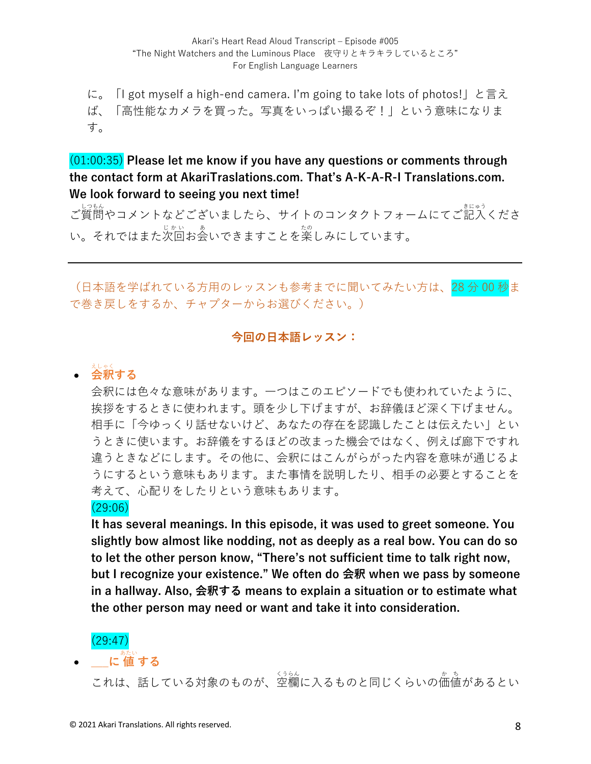に。「I got myself a high-end camera. I'm going to take lots of photos!」と言えば、「高性能なカメラを買った。写真をいっぱい撮るぞ！」という意味になります。

(01:00:35) **Please let me know if you have any questions or comments through the contact form at AkariTraslations.com. That's A-K-A-R-I Translations.com. We look forward to seeing you next time!**

ご質問(しつもん)やコメントなどございましたら、サイトのコンタクトフォームにてご記入(きにゅう)ください。それではまた次回(じかい)お会(あ)いできますことを楽(たの)しみにしています。

---

（日本語を学ばれている方用のレッスンも参考までに聞いてみたい方は、28分00秒まで巻き戻しをするか、チャプターからお選びください。）

**今回の日本語レッスン：**

- **会釈(えしゃく)する**

  会釈には色々な意味があります。一つはこのエピソードでも使われていたように、挨拶をするときに使われます。頭を少し下げますが、お辞儀ほど深く下げません。相手に「今ゆっくり話せないけど、あなたの存在を認識したことは伝えたい」というときに使います。お辞儀をするほどの改まった機会ではなく、例えば廊下ですれ違うときなどにします。その他に、会釈にはこんがらがった内容を意味が通じるようにするという意味もあります。また事情を説明したり、相手の必要とすることを考えて、心配りをしたりという意味もあります。

  (29:06)

  **It has several meanings. In this episode, it was used to greet someone. You slightly bow almost like nodding, not as deeply as a real bow. You can do so to let the other person know, "There's not sufficient time to talk right now, but I recognize your existence." We often do 会釈 when we pass by someone in a hallway. Also, 会釈する means to explain a situation or to estimate what the other person may need or want and take it into consideration.**

  (29:47)

- **___に値(あたい)する**

  これは、話している対象のものが、空欄(くうらん)に入るものと同じくらいの価値(かち)があるとい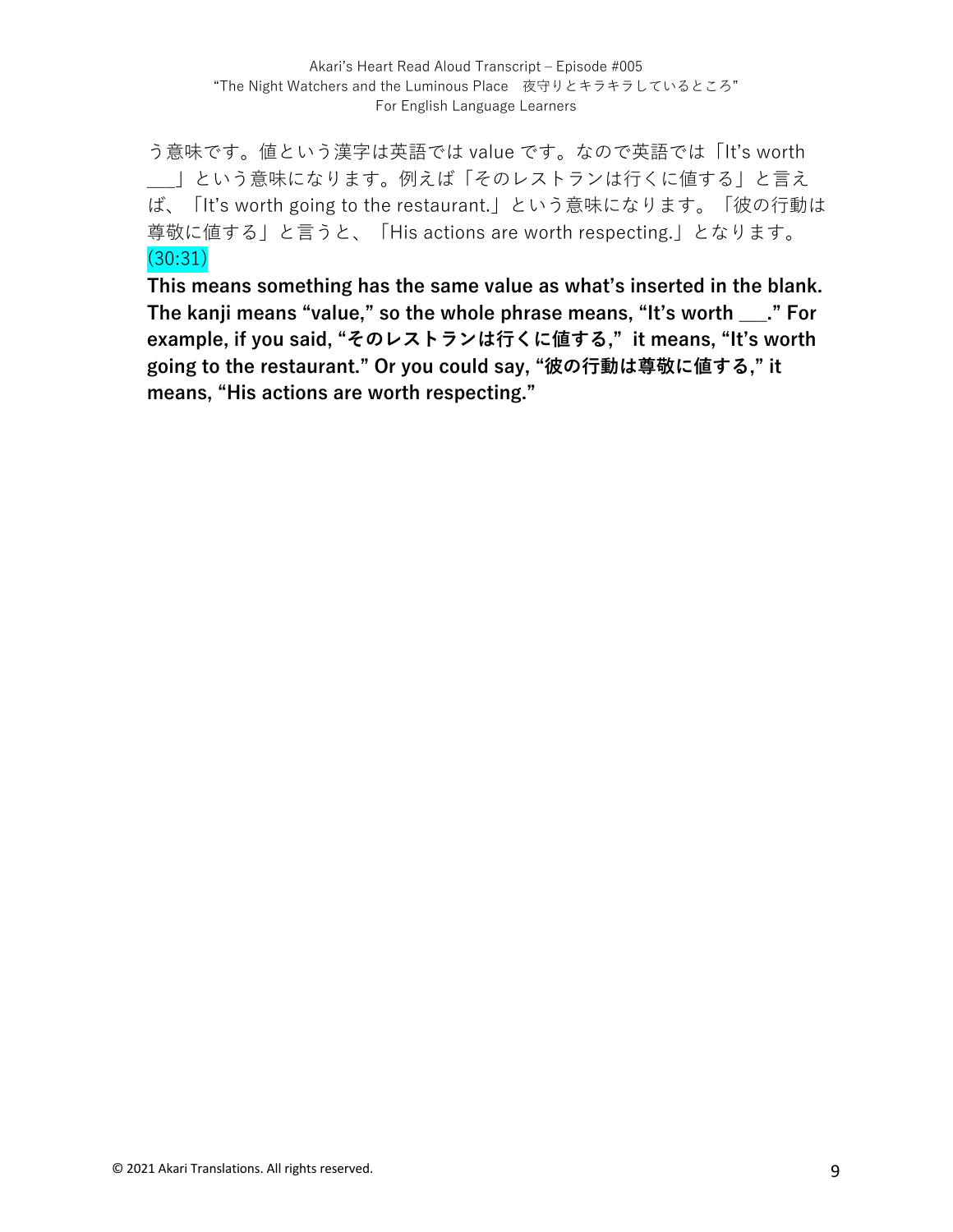う意味です。値という漢字は英語では value です。なので英語では「It's worth ___」という意味になります。例えば「そのレストランは行くに値する」と言えば、「It's worth going to the restaurant.」という意味になります。「彼の行動は尊敬に値する」と言うと、「His actions are worth respecting.」となります。(30:31)

**This means something has the same value as what's inserted in the blank. The kanji means "value," so the whole phrase means, "It's worth ___." For example, if you said, "そのレストランは行くに値する," it means, "It's worth going to the restaurant." Or you could say, "彼の行動は尊敬に値する," it means, "His actions are worth respecting."**